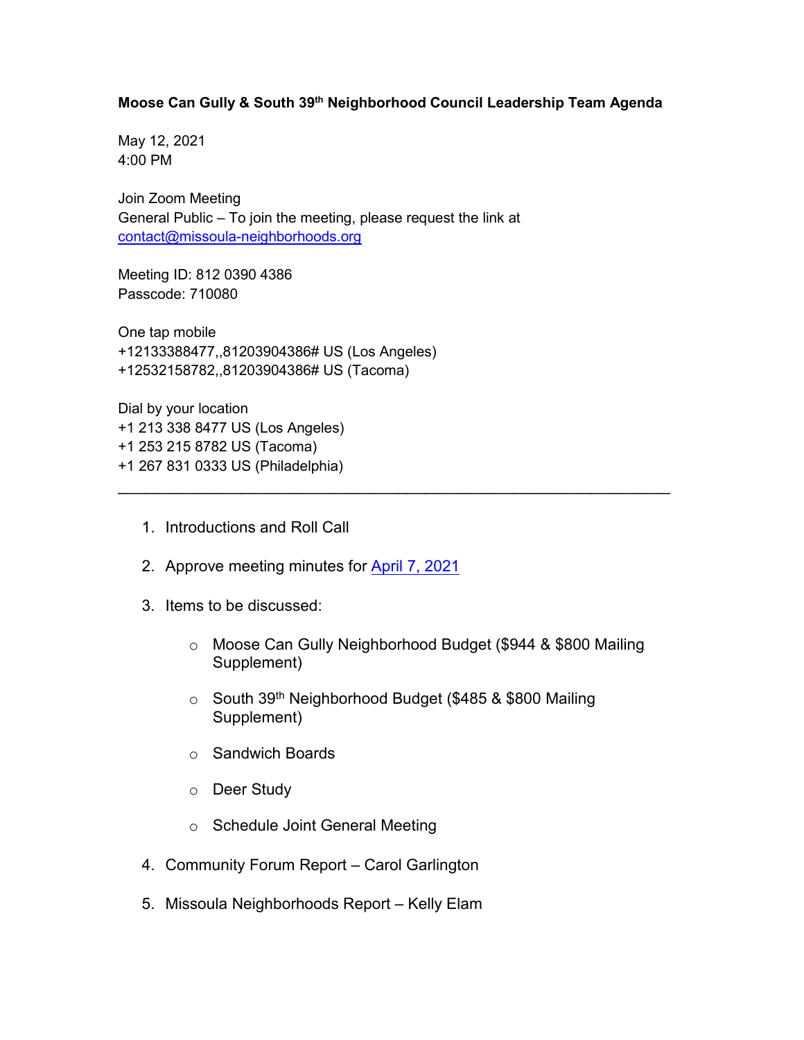**Moose Can Gully & South 39th Neighborhood Council Leadership Team Agenda**

May 12, 2021
4:00 PM

Join Zoom Meeting
General Public – To join the meeting, please request the link at
contact@missoula-neighborhoods.org

Meeting ID: 812 0390 4386
Passcode: 710080

One tap mobile
+12133388477,,81203904386# US (Los Angeles)
+12532158782,,81203904386# US (Tacoma)

Dial by your location
+1 213 338 8477 US (Los Angeles)
+1 253 215 8782 US (Tacoma)
+1 267 831 0333 US (Philadelphia)

---

1. Introductions and Roll Call
2. Approve meeting minutes for April 7, 2021
3. Items to be discussed:
   - Moose Can Gully Neighborhood Budget ($944 & $800 Mailing Supplement)
   - South 39th Neighborhood Budget ($485 & $800 Mailing Supplement)
   - Sandwich Boards
   - Deer Study
   - Schedule Joint General Meeting
4. Community Forum Report – Carol Garlington
5. Missoula Neighborhoods Report – Kelly Elam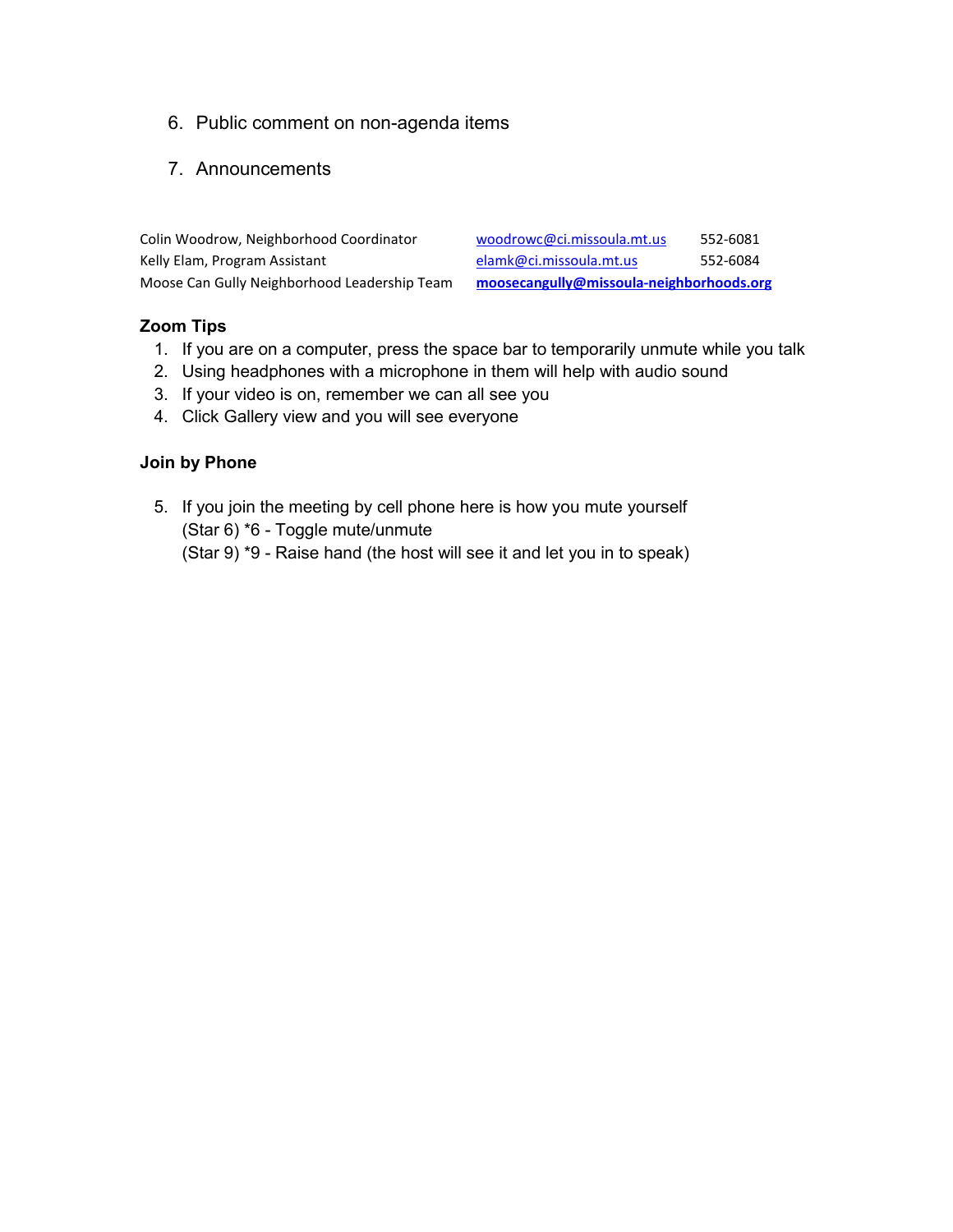6. Public comment on non-agenda items

7. Announcements

| | | |
|---|---|---|
| Colin Woodrow, Neighborhood Coordinator | woodrowc@ci.missoula.mt.us | 552-6081 |
| Kelly Elam, Program Assistant | elamk@ci.missoula.mt.us | 552-6084 |
| Moose Can Gully Neighborhood Leadership Team | **moosecangully@missoula-neighborhoods.org** | |

**Zoom Tips**

1. If you are on a computer, press the space bar to temporarily unmute while you talk
2. Using headphones with a microphone in them will help with audio sound
3. If your video is on, remember we can all see you
4. Click Gallery view and you will see everyone

**Join by Phone**

5. If you join the meeting by cell phone here is how you mute yourself
   (Star 6) *6 - Toggle mute/unmute
   (Star 9) *9 - Raise hand (the host will see it and let you in to speak)